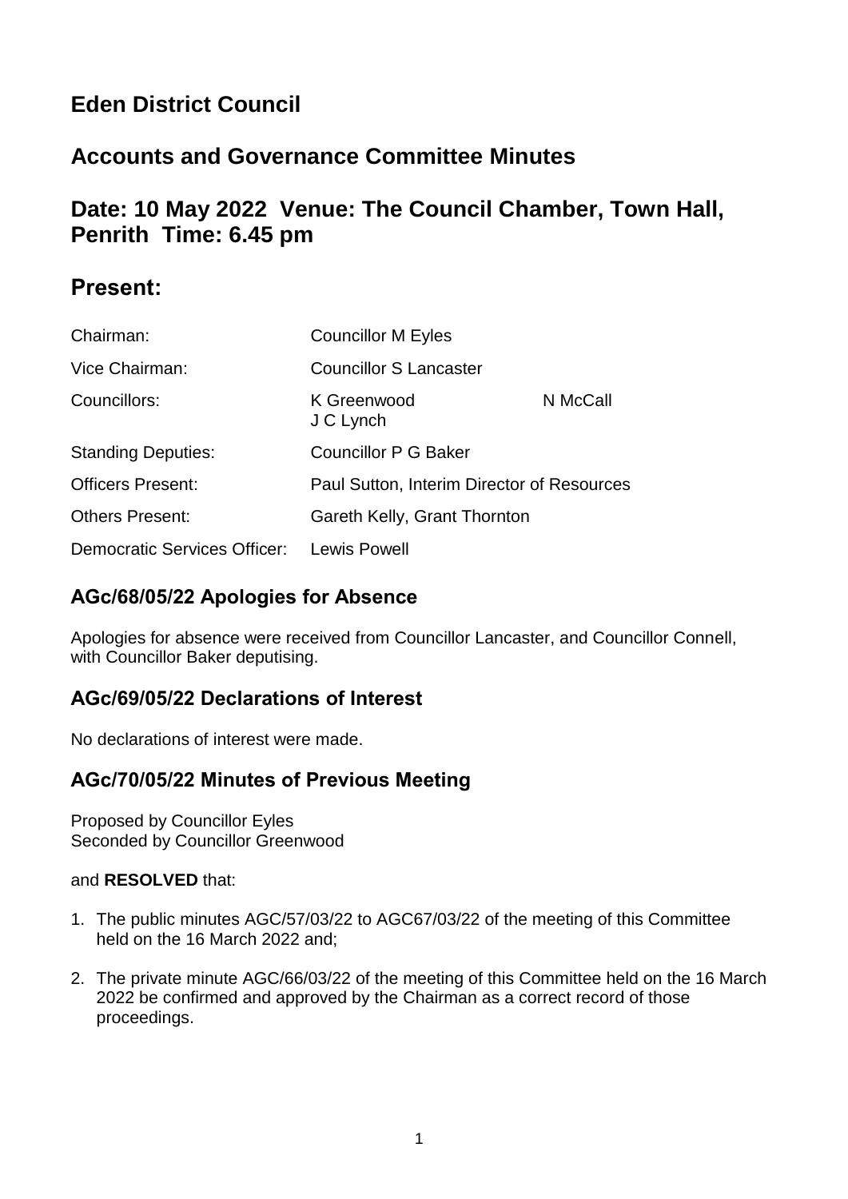# Eden District Council

## Accounts and Governance Committee Minutes

## Date: 10 May 2022 Venue: The Council Chamber, Town Hall, Penrith Time: 6.45 pm

## Present:

| | | |
|---|---|---|
| Chairman: | Councillor M Eyles | |
| Vice Chairman: | Councillor S Lancaster | |
| Councillors: | K Greenwood<br>J C Lynch | N McCall |
| Standing Deputies: | Councillor P G Baker | |
| Officers Present: | Paul Sutton, Interim Director of Resources | |
| Others Present: | Gareth Kelly, Grant Thornton | |
| Democratic Services Officer: | Lewis Powell | |

### AGc/68/05/22 Apologies for Absence

Apologies for absence were received from Councillor Lancaster, and Councillor Connell, with Councillor Baker deputising.

### AGc/69/05/22 Declarations of Interest

No declarations of interest were made.

### AGc/70/05/22 Minutes of Previous Meeting

Proposed by Councillor Eyles
Seconded by Councillor Greenwood

and **RESOLVED** that:

1. The public minutes AGC/57/03/22 to AGC67/03/22 of the meeting of this Committee held on the 16 March 2022 and;

2. The private minute AGC/66/03/22 of the meeting of this Committee held on the 16 March 2022 be confirmed and approved by the Chairman as a correct record of those proceedings.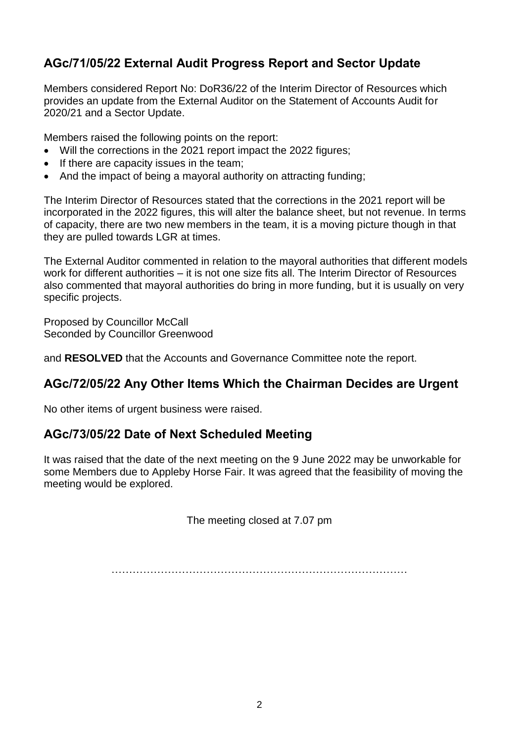## AGc/71/05/22 External Audit Progress Report and Sector Update

Members considered Report No: DoR36/22 of the Interim Director of Resources which provides an update from the External Auditor on the Statement of Accounts Audit for 2020/21 and a Sector Update.

Members raised the following points on the report:

- Will the corrections in the 2021 report impact the 2022 figures;
- If there are capacity issues in the team;
- And the impact of being a mayoral authority on attracting funding;

The Interim Director of Resources stated that the corrections in the 2021 report will be incorporated in the 2022 figures, this will alter the balance sheet, but not revenue. In terms of capacity, there are two new members in the team, it is a moving picture though in that they are pulled towards LGR at times.

The External Auditor commented in relation to the mayoral authorities that different models work for different authorities – it is not one size fits all. The Interim Director of Resources also commented that mayoral authorities do bring in more funding, but it is usually on very specific projects.

Proposed by Councillor McCall
Seconded by Councillor Greenwood

and **RESOLVED** that the Accounts and Governance Committee note the report.

## AGc/72/05/22 Any Other Items Which the Chairman Decides are Urgent

No other items of urgent business were raised.

## AGc/73/05/22 Date of Next Scheduled Meeting

It was raised that the date of the next meeting on the 9 June 2022 may be unworkable for some Members due to Appleby Horse Fair. It was agreed that the feasibility of moving the meeting would be explored.

The meeting closed at 7.07 pm

…………………………………………………………………………